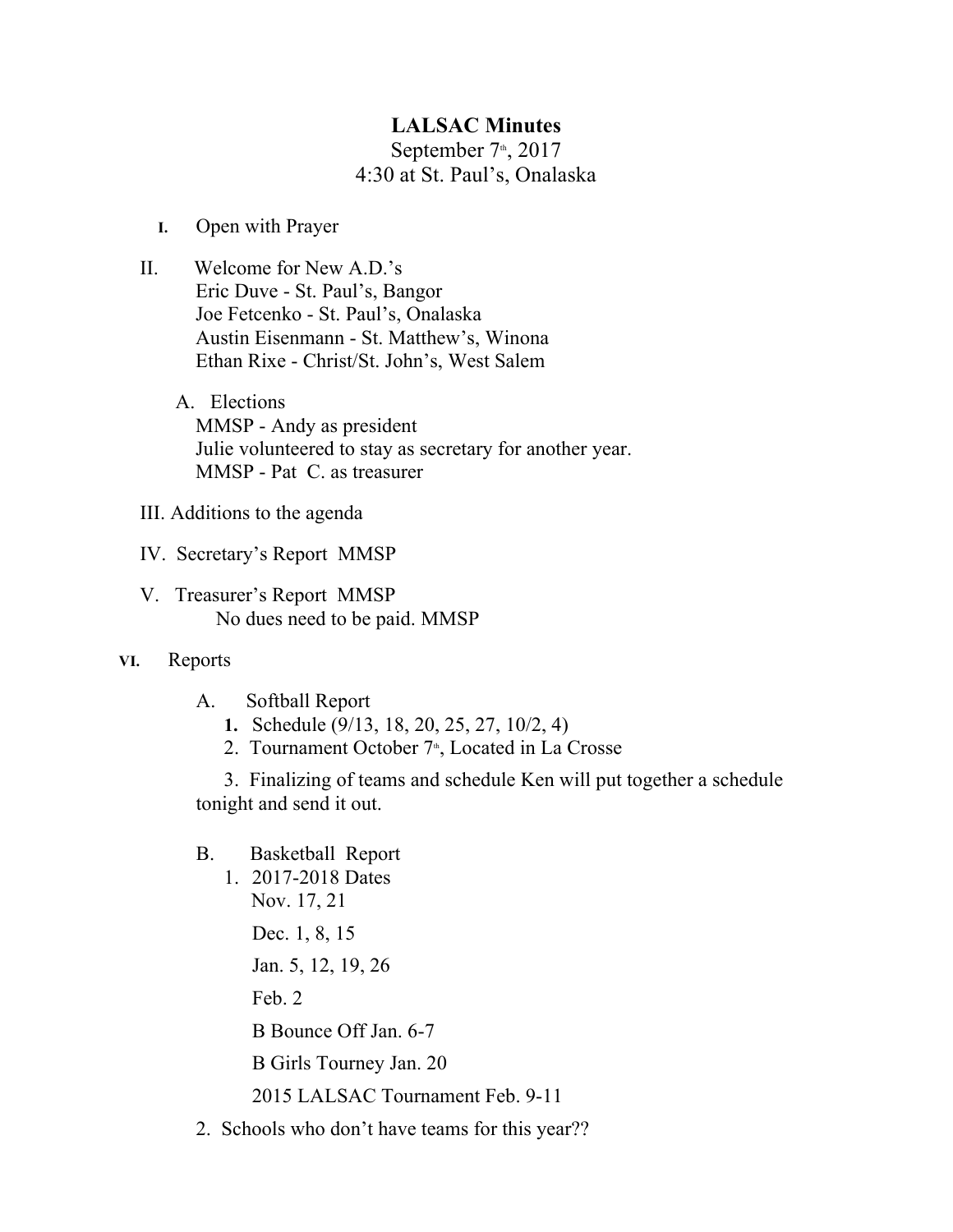# LALSAC Minutes

September 7th, 2017

4:30 at St. Paul's, Onalaska

I. Open with Prayer

II. Welcome for New A.D.'s
   Eric Duve - St. Paul's, Bangor
   Joe Fetcenko - St. Paul's, Onalaska
   Austin Eisenmann - St. Matthew's, Winona
   Ethan Rixe - Christ/St. John's, West Salem

   A. Elections
      MMSP - Andy as president
      Julie volunteered to stay as secretary for another year.
      MMSP - Pat C. as treasurer

III. Additions to the agenda

IV. Secretary's Report MMSP

V. Treasurer's Report MMSP
   No dues need to be paid. MMSP

VI. Reports

   A. Softball Report
      1. Schedule (9/13, 18, 20, 25, 27, 10/2, 4)
      2. Tournament October 7th, Located in La Crosse
      3. Finalizing of teams and schedule Ken will put together a schedule tonight and send it out.

   B. Basketball Report
      1. 2017-2018 Dates
         Nov. 17, 21
         Dec. 1, 8, 15
         Jan. 5, 12, 19, 26
         Feb. 2
         B Bounce Off Jan. 6-7
         B Girls Tourney Jan. 20
         2015 LALSAC Tournament Feb. 9-11
      2. Schools who don't have teams for this year??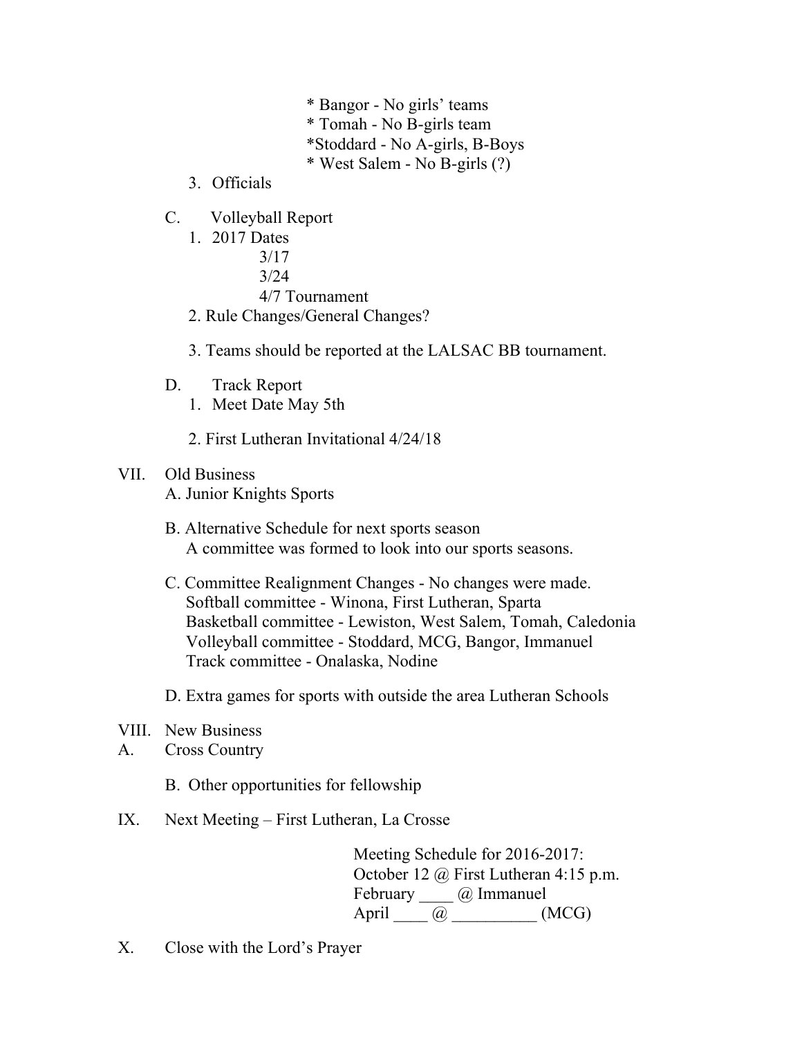* Bangor - No girls' teams
* Tomah - No B-girls team
*Stoddard - No A-girls, B-Boys
* West Salem - No B-girls (?)

3. Officials

C. Volleyball Report

1. 2017 Dates
   3/17
   3/24
   4/7 Tournament
2. Rule Changes/General Changes?
3. Teams should be reported at the LALSAC BB tournament.

D. Track Report

1. Meet Date May 5th
2. First Lutheran Invitational 4/24/18

VII. Old Business

A. Junior Knights Sports

B. Alternative Schedule for next sports season
A committee was formed to look into our sports seasons.

C. Committee Realignment Changes - No changes were made.
Softball committee - Winona, First Lutheran, Sparta
Basketball committee - Lewiston, West Salem, Tomah, Caledonia
Volleyball committee - Stoddard, MCG, Bangor, Immanuel
Track committee - Onalaska, Nodine

D. Extra games for sports with outside the area Lutheran Schools

VIII. New Business

A. Cross Country

B. Other opportunities for fellowship

IX. Next Meeting – First Lutheran, La Crosse

Meeting Schedule for 2016-2017:
October 12 @ First Lutheran 4:15 p.m.
February ____ @ Immanuel
April ____ @ __________ (MCG)

X. Close with the Lord's Prayer